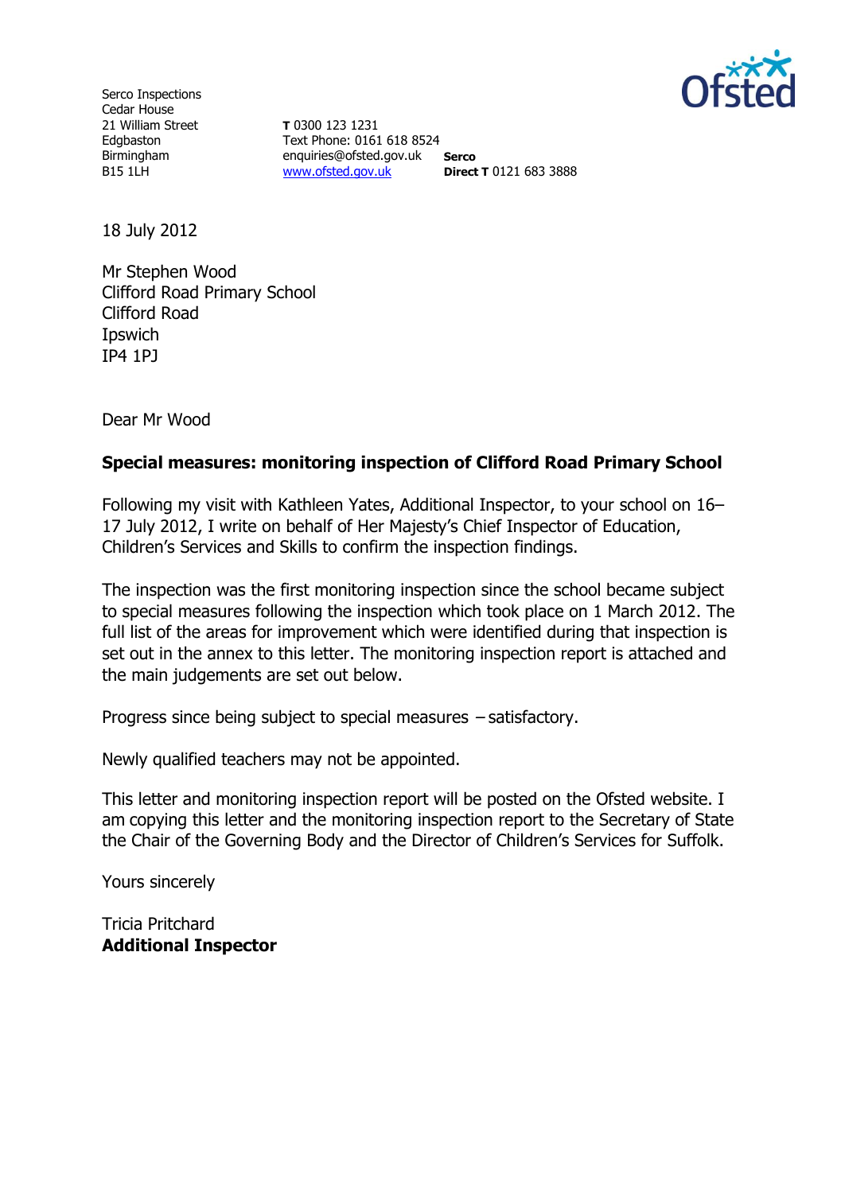Serco Inspections
Cedar House
21 William Street
Edgbaston
Birmingham
B15 1LH

**T** 0300 123 1231
Text Phone: 0161 618 8524
enquiries@ofsted.gov.uk
www.ofsted.gov.uk

**Serco**
**Direct T** 0121 683 3888

18 July 2012

Mr Stephen Wood
Clifford Road Primary School
Clifford Road
Ipswich
IP4 1PJ

Dear Mr Wood

**Special measures: monitoring inspection of Clifford Road Primary School**

Following my visit with Kathleen Yates, Additional Inspector, to your school on 16–17 July 2012, I write on behalf of Her Majesty's Chief Inspector of Education, Children's Services and Skills to confirm the inspection findings.

The inspection was the first monitoring inspection since the school became subject to special measures following the inspection which took place on 1 March 2012. The full list of the areas for improvement which were identified during that inspection is set out in the annex to this letter. The monitoring inspection report is attached and the main judgements are set out below.

Progress since being subject to special measures – satisfactory.

Newly qualified teachers may not be appointed.

This letter and monitoring inspection report will be posted on the Ofsted website. I am copying this letter and the monitoring inspection report to the Secretary of State the Chair of the Governing Body and the Director of Children's Services for Suffolk.

Yours sincerely

Tricia Pritchard
**Additional Inspector**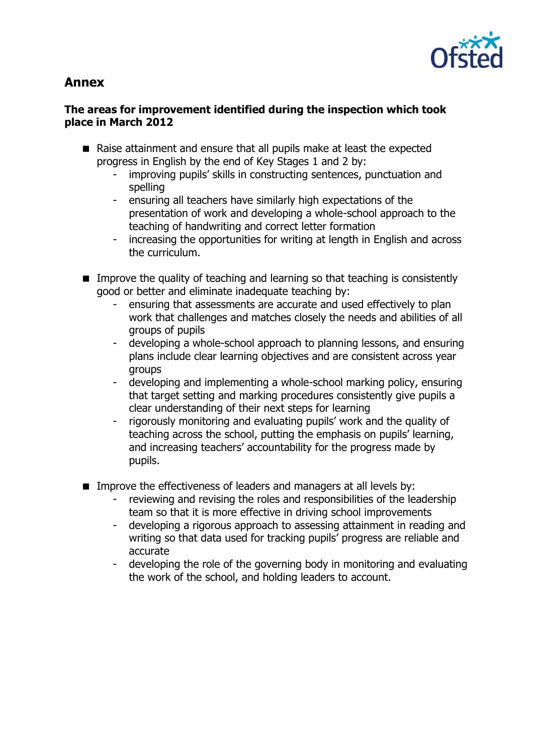## Annex

**The areas for improvement identified during the inspection which took place in March 2012**

- Raise attainment and ensure that all pupils make at least the expected progress in English by the end of Key Stages 1 and 2 by:
  - improving pupils' skills in constructing sentences, punctuation and spelling
  - ensuring all teachers have similarly high expectations of the presentation of work and developing a whole-school approach to the teaching of handwriting and correct letter formation
  - increasing the opportunities for writing at length in English and across the curriculum.

- Improve the quality of teaching and learning so that teaching is consistently good or better and eliminate inadequate teaching by:
  - ensuring that assessments are accurate and used effectively to plan work that challenges and matches closely the needs and abilities of all groups of pupils
  - developing a whole-school approach to planning lessons, and ensuring plans include clear learning objectives and are consistent across year groups
  - developing and implementing a whole-school marking policy, ensuring that target setting and marking procedures consistently give pupils a clear understanding of their next steps for learning
  - rigorously monitoring and evaluating pupils' work and the quality of teaching across the school, putting the emphasis on pupils' learning, and increasing teachers' accountability for the progress made by pupils.

- Improve the effectiveness of leaders and managers at all levels by:
  - reviewing and revising the roles and responsibilities of the leadership team so that it is more effective in driving school improvements
  - developing a rigorous approach to assessing attainment in reading and writing so that data used for tracking pupils' progress are reliable and accurate
  - developing the role of the governing body in monitoring and evaluating the work of the school, and holding leaders to account.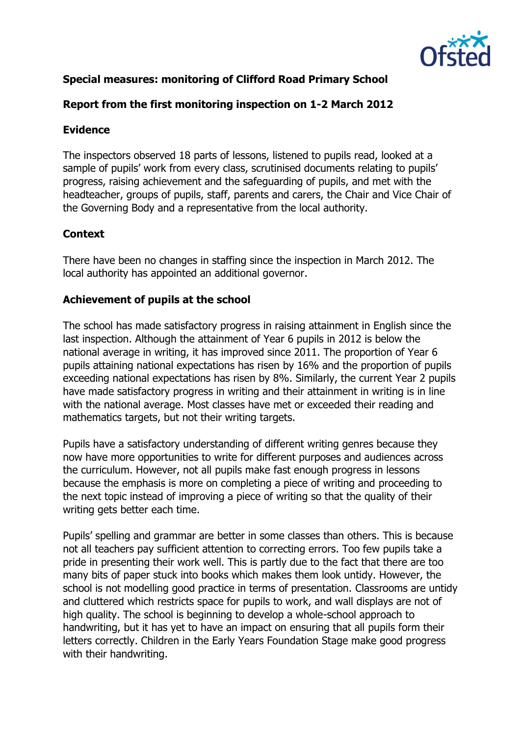**Special measures: monitoring of Clifford Road Primary School**

**Report from the first monitoring inspection on 1-2 March 2012**

**Evidence**

The inspectors observed 18 parts of lessons, listened to pupils read, looked at a sample of pupils' work from every class, scrutinised documents relating to pupils' progress, raising achievement and the safeguarding of pupils, and met with the headteacher, groups of pupils, staff, parents and carers, the Chair and Vice Chair of the Governing Body and a representative from the local authority.

**Context**

There have been no changes in staffing since the inspection in March 2012. The local authority has appointed an additional governor.

**Achievement of pupils at the school**

The school has made satisfactory progress in raising attainment in English since the last inspection. Although the attainment of Year 6 pupils in 2012 is below the national average in writing, it has improved since 2011. The proportion of Year 6 pupils attaining national expectations has risen by 16% and the proportion of pupils exceeding national expectations has risen by 8%. Similarly, the current Year 2 pupils have made satisfactory progress in writing and their attainment in writing is in line with the national average. Most classes have met or exceeded their reading and mathematics targets, but not their writing targets.

Pupils have a satisfactory understanding of different writing genres because they now have more opportunities to write for different purposes and audiences across the curriculum. However, not all pupils make fast enough progress in lessons because the emphasis is more on completing a piece of writing and proceeding to the next topic instead of improving a piece of writing so that the quality of their writing gets better each time.

Pupils' spelling and grammar are better in some classes than others. This is because not all teachers pay sufficient attention to correcting errors. Too few pupils take a pride in presenting their work well. This is partly due to the fact that there are too many bits of paper stuck into books which makes them look untidy. However, the school is not modelling good practice in terms of presentation. Classrooms are untidy and cluttered which restricts space for pupils to work, and wall displays are not of high quality. The school is beginning to develop a whole-school approach to handwriting, but it has yet to have an impact on ensuring that all pupils form their letters correctly. Children in the Early Years Foundation Stage make good progress with their handwriting.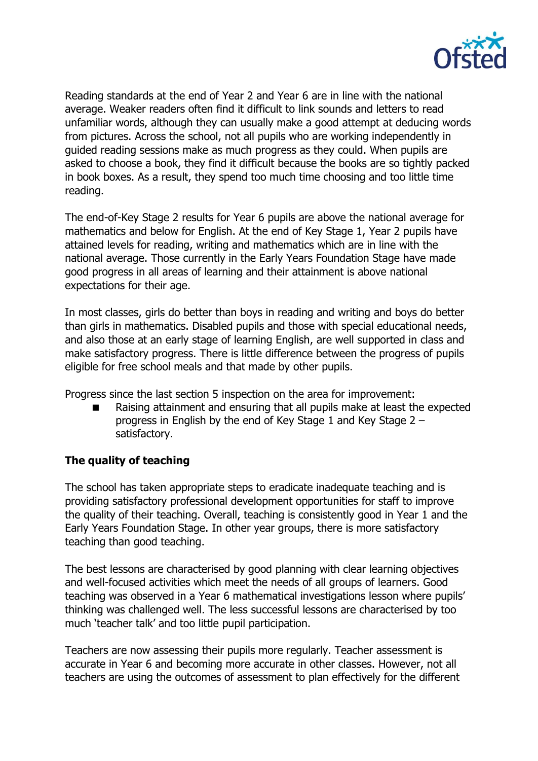Reading standards at the end of Year 2 and Year 6 are in line with the national average. Weaker readers often find it difficult to link sounds and letters to read unfamiliar words, although they can usually make a good attempt at deducing words from pictures. Across the school, not all pupils who are working independently in guided reading sessions make as much progress as they could. When pupils are asked to choose a book, they find it difficult because the books are so tightly packed in book boxes. As a result, they spend too much time choosing and too little time reading.

The end-of-Key Stage 2 results for Year 6 pupils are above the national average for mathematics and below for English. At the end of Key Stage 1, Year 2 pupils have attained levels for reading, writing and mathematics which are in line with the national average. Those currently in the Early Years Foundation Stage have made good progress in all areas of learning and their attainment is above national expectations for their age.

In most classes, girls do better than boys in reading and writing and boys do better than girls in mathematics. Disabled pupils and those with special educational needs, and also those at an early stage of learning English, are well supported in class and make satisfactory progress. There is little difference between the progress of pupils eligible for free school meals and that made by other pupils.

Progress since the last section 5 inspection on the area for improvement:

- Raising attainment and ensuring that all pupils make at least the expected progress in English by the end of Key Stage 1 and Key Stage 2 – satisfactory.

**The quality of teaching**

The school has taken appropriate steps to eradicate inadequate teaching and is providing satisfactory professional development opportunities for staff to improve the quality of their teaching. Overall, teaching is consistently good in Year 1 and the Early Years Foundation Stage. In other year groups, there is more satisfactory teaching than good teaching.

The best lessons are characterised by good planning with clear learning objectives and well-focused activities which meet the needs of all groups of learners. Good teaching was observed in a Year 6 mathematical investigations lesson where pupils' thinking was challenged well. The less successful lessons are characterised by too much 'teacher talk' and too little pupil participation.

Teachers are now assessing their pupils more regularly. Teacher assessment is accurate in Year 6 and becoming more accurate in other classes. However, not all teachers are using the outcomes of assessment to plan effectively for the different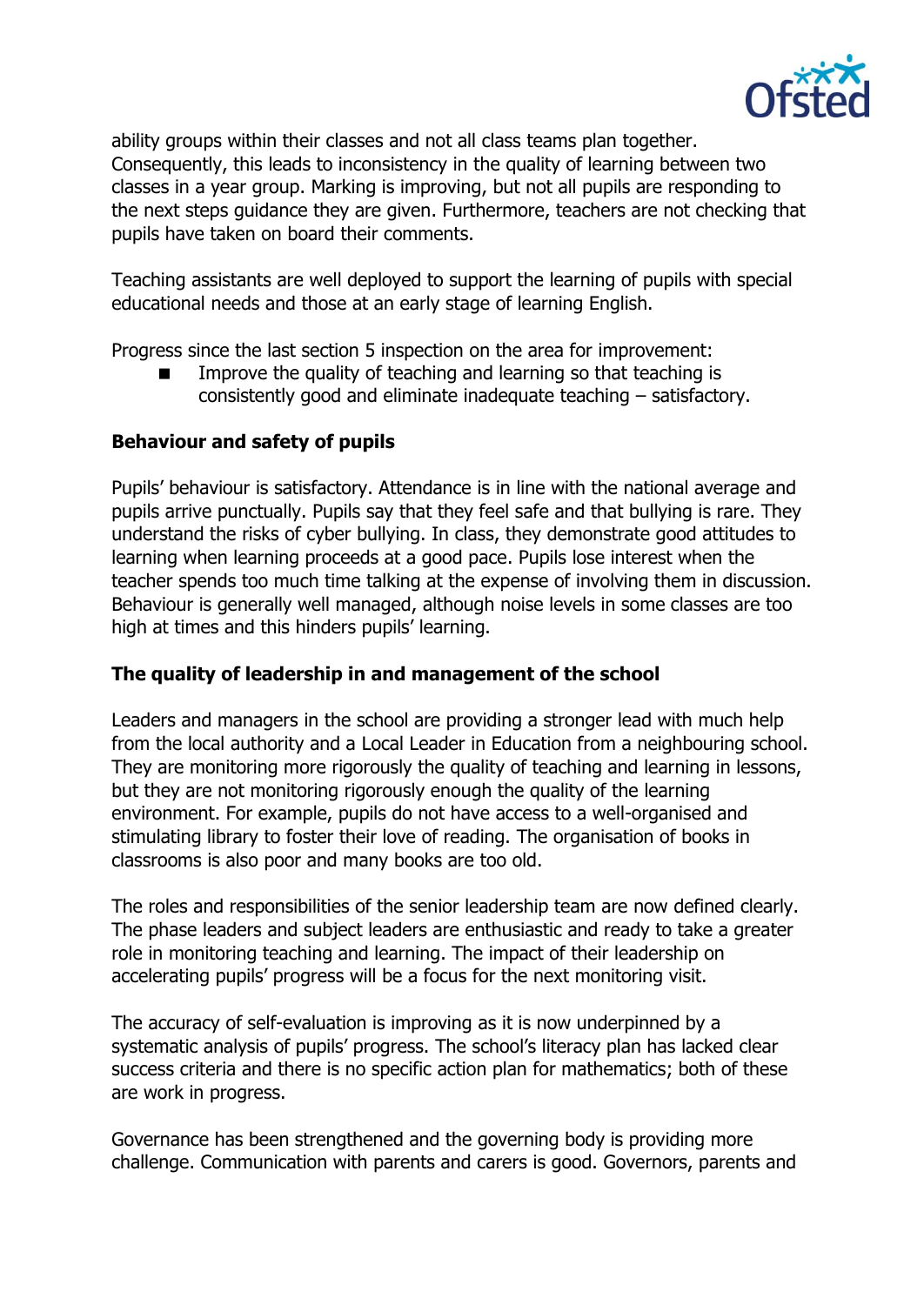ability groups within their classes and not all class teams plan together. Consequently, this leads to inconsistency in the quality of learning between two classes in a year group. Marking is improving, but not all pupils are responding to the next steps guidance they are given. Furthermore, teachers are not checking that pupils have taken on board their comments.

Teaching assistants are well deployed to support the learning of pupils with special educational needs and those at an early stage of learning English.

Progress since the last section 5 inspection on the area for improvement:

- Improve the quality of teaching and learning so that teaching is consistently good and eliminate inadequate teaching – satisfactory.

### Behaviour and safety of pupils

Pupils' behaviour is satisfactory. Attendance is in line with the national average and pupils arrive punctually. Pupils say that they feel safe and that bullying is rare. They understand the risks of cyber bullying. In class, they demonstrate good attitudes to learning when learning proceeds at a good pace. Pupils lose interest when the teacher spends too much time talking at the expense of involving them in discussion. Behaviour is generally well managed, although noise levels in some classes are too high at times and this hinders pupils' learning.

### The quality of leadership in and management of the school

Leaders and managers in the school are providing a stronger lead with much help from the local authority and a Local Leader in Education from a neighbouring school. They are monitoring more rigorously the quality of teaching and learning in lessons, but they are not monitoring rigorously enough the quality of the learning environment. For example, pupils do not have access to a well-organised and stimulating library to foster their love of reading. The organisation of books in classrooms is also poor and many books are too old.

The roles and responsibilities of the senior leadership team are now defined clearly. The phase leaders and subject leaders are enthusiastic and ready to take a greater role in monitoring teaching and learning. The impact of their leadership on accelerating pupils' progress will be a focus for the next monitoring visit.

The accuracy of self-evaluation is improving as it is now underpinned by a systematic analysis of pupils' progress. The school's literacy plan has lacked clear success criteria and there is no specific action plan for mathematics; both of these are work in progress.

Governance has been strengthened and the governing body is providing more challenge. Communication with parents and carers is good. Governors, parents and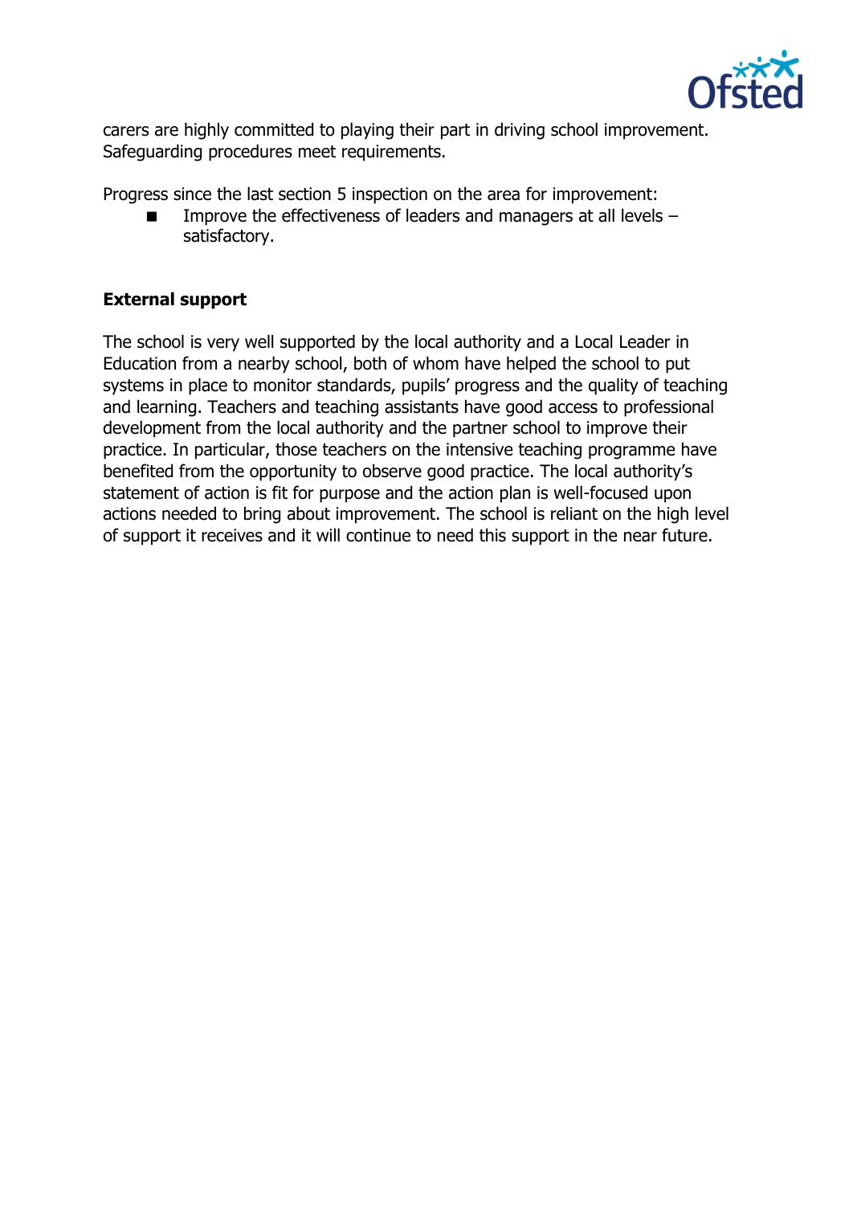carers are highly committed to playing their part in driving school improvement. Safeguarding procedures meet requirements.

Progress since the last section 5 inspection on the area for improvement:

- Improve the effectiveness of leaders and managers at all levels – satisfactory.

### External support

The school is very well supported by the local authority and a Local Leader in Education from a nearby school, both of whom have helped the school to put systems in place to monitor standards, pupils' progress and the quality of teaching and learning. Teachers and teaching assistants have good access to professional development from the local authority and the partner school to improve their practice. In particular, those teachers on the intensive teaching programme have benefited from the opportunity to observe good practice. The local authority's statement of action is fit for purpose and the action plan is well-focused upon actions needed to bring about improvement. The school is reliant on the high level of support it receives and it will continue to need this support in the near future.